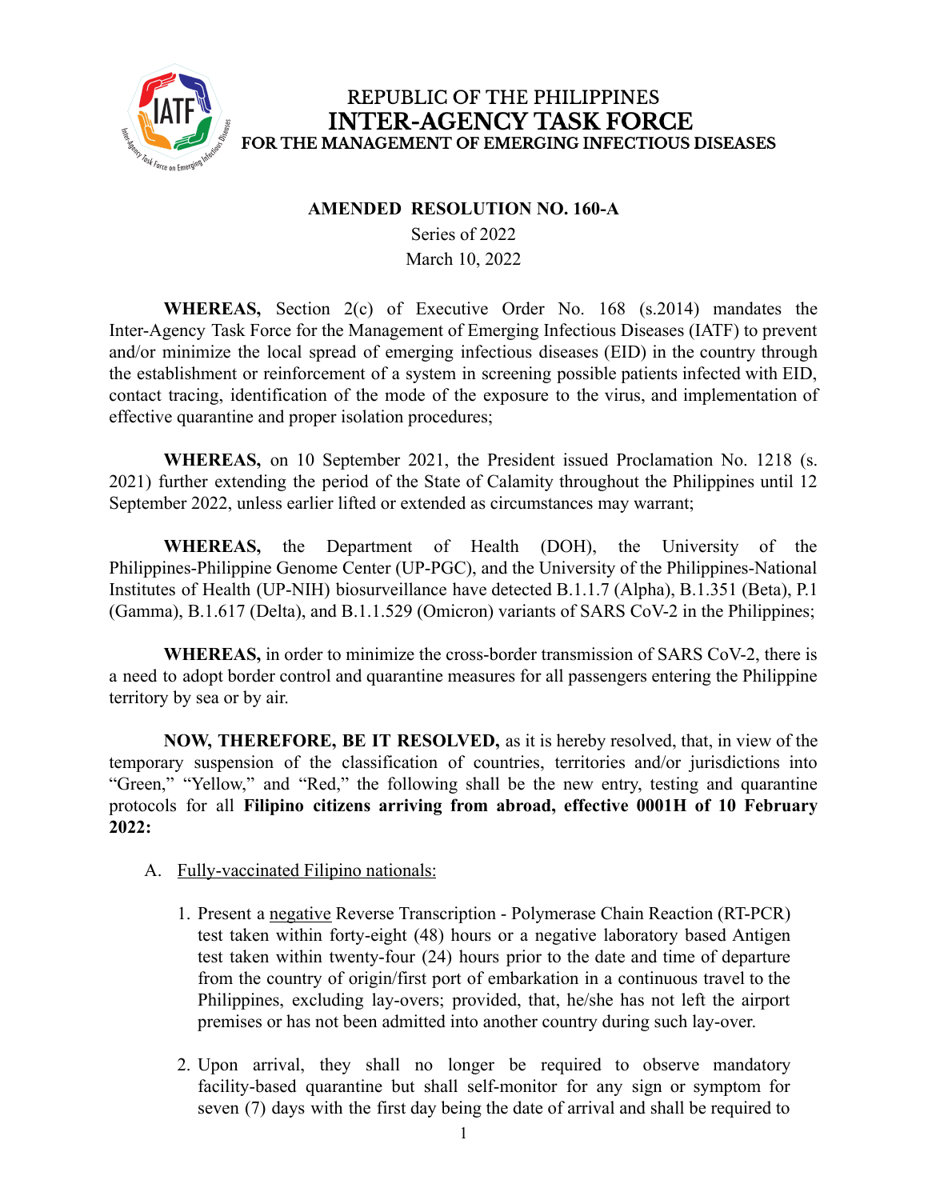REPUBLIC OF THE PHILIPPINES
**INTER-AGENCY TASK FORCE**
FOR THE MANAGEMENT OF EMERGING INFECTIOUS DISEASES

## AMENDED RESOLUTION NO. 160-A

Series of 2022
March 10, 2022

**WHEREAS,** Section 2(c) of Executive Order No. 168 (s.2014) mandates the Inter-Agency Task Force for the Management of Emerging Infectious Diseases (IATF) to prevent and/or minimize the local spread of emerging infectious diseases (EID) in the country through the establishment or reinforcement of a system in screening possible patients infected with EID, contact tracing, identification of the mode of the exposure to the virus, and implementation of effective quarantine and proper isolation procedures;

**WHEREAS,** on 10 September 2021, the President issued Proclamation No. 1218 (s. 2021) further extending the period of the State of Calamity throughout the Philippines until 12 September 2022, unless earlier lifted or extended as circumstances may warrant;

**WHEREAS,** the Department of Health (DOH), the University of the Philippines-Philippine Genome Center (UP-PGC), and the University of the Philippines-National Institutes of Health (UP-NIH) biosurveillance have detected B.1.1.7 (Alpha), B.1.351 (Beta), P.1 (Gamma), B.1.617 (Delta), and B.1.1.529 (Omicron) variants of SARS CoV-2 in the Philippines;

**WHEREAS,** in order to minimize the cross-border transmission of SARS CoV-2, there is a need to adopt border control and quarantine measures for all passengers entering the Philippine territory by sea or by air.

**NOW, THEREFORE, BE IT RESOLVED,** as it is hereby resolved, that, in view of the temporary suspension of the classification of countries, territories and/or jurisdictions into "Green," "Yellow," and "Red," the following shall be the new entry, testing and quarantine protocols for all **Filipino citizens arriving from abroad, effective 0001H of 10 February 2022:**

A. Fully-vaccinated Filipino nationals:

1. Present a negative Reverse Transcription - Polymerase Chain Reaction (RT-PCR) test taken within forty-eight (48) hours or a negative laboratory based Antigen test taken within twenty-four (24) hours prior to the date and time of departure from the country of origin/first port of embarkation in a continuous travel to the Philippines, excluding lay-overs; provided, that, he/she has not left the airport premises or has not been admitted into another country during such lay-over.

2. Upon arrival, they shall no longer be required to observe mandatory facility-based quarantine but shall self-monitor for any sign or symptom for seven (7) days with the first day being the date of arrival and shall be required to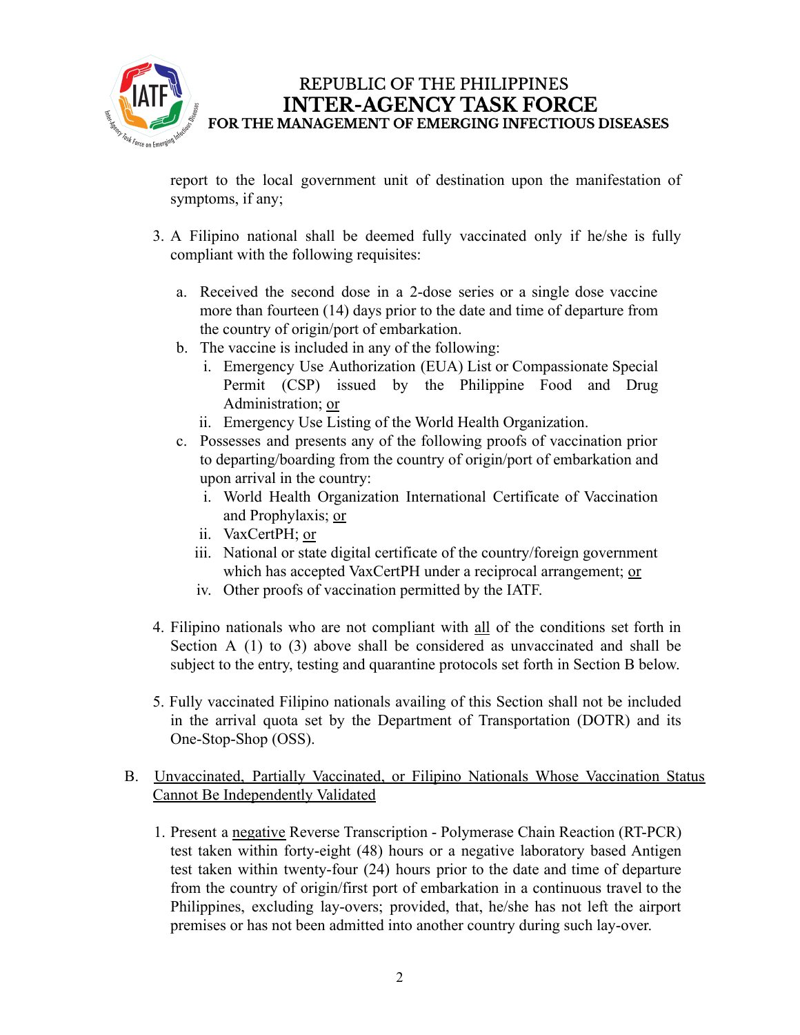report to the local government unit of destination upon the manifestation of symptoms, if any;

3. A Filipino national shall be deemed fully vaccinated only if he/she is fully compliant with the following requisites:

   a. Received the second dose in a 2-dose series or a single dose vaccine more than fourteen (14) days prior to the date and time of departure from the country of origin/port of embarkation.

   b. The vaccine is included in any of the following:
      i. Emergency Use Authorization (EUA) List or Compassionate Special Permit (CSP) issued by the Philippine Food and Drug Administration; <u>or</u>
      ii. Emergency Use Listing of the World Health Organization.

   c. Possesses and presents any of the following proofs of vaccination prior to departing/boarding from the country of origin/port of embarkation and upon arrival in the country:
      i. World Health Organization International Certificate of Vaccination and Prophylaxis; <u>or</u>
      ii. VaxCertPH; <u>or</u>
      iii. National or state digital certificate of the country/foreign government which has accepted VaxCertPH under a reciprocal arrangement; <u>or</u>
      iv. Other proofs of vaccination permitted by the IATF.

4. Filipino nationals who are not compliant with <u>all</u> of the conditions set forth in Section A (1) to (3) above shall be considered as unvaccinated and shall be subject to the entry, testing and quarantine protocols set forth in Section B below.

5. Fully vaccinated Filipino nationals availing of this Section shall not be included in the arrival quota set by the Department of Transportation (DOTR) and its One-Stop-Shop (OSS).

B. <u>Unvaccinated, Partially Vaccinated, or Filipino Nationals Whose Vaccination Status Cannot Be Independently Validated</u>

1. Present a <u>negative</u> Reverse Transcription - Polymerase Chain Reaction (RT-PCR) test taken within forty-eight (48) hours or a negative laboratory based Antigen test taken within twenty-four (24) hours prior to the date and time of departure from the country of origin/first port of embarkation in a continuous travel to the Philippines, excluding lay-overs; provided, that, he/she has not left the airport premises or has not been admitted into another country during such lay-over.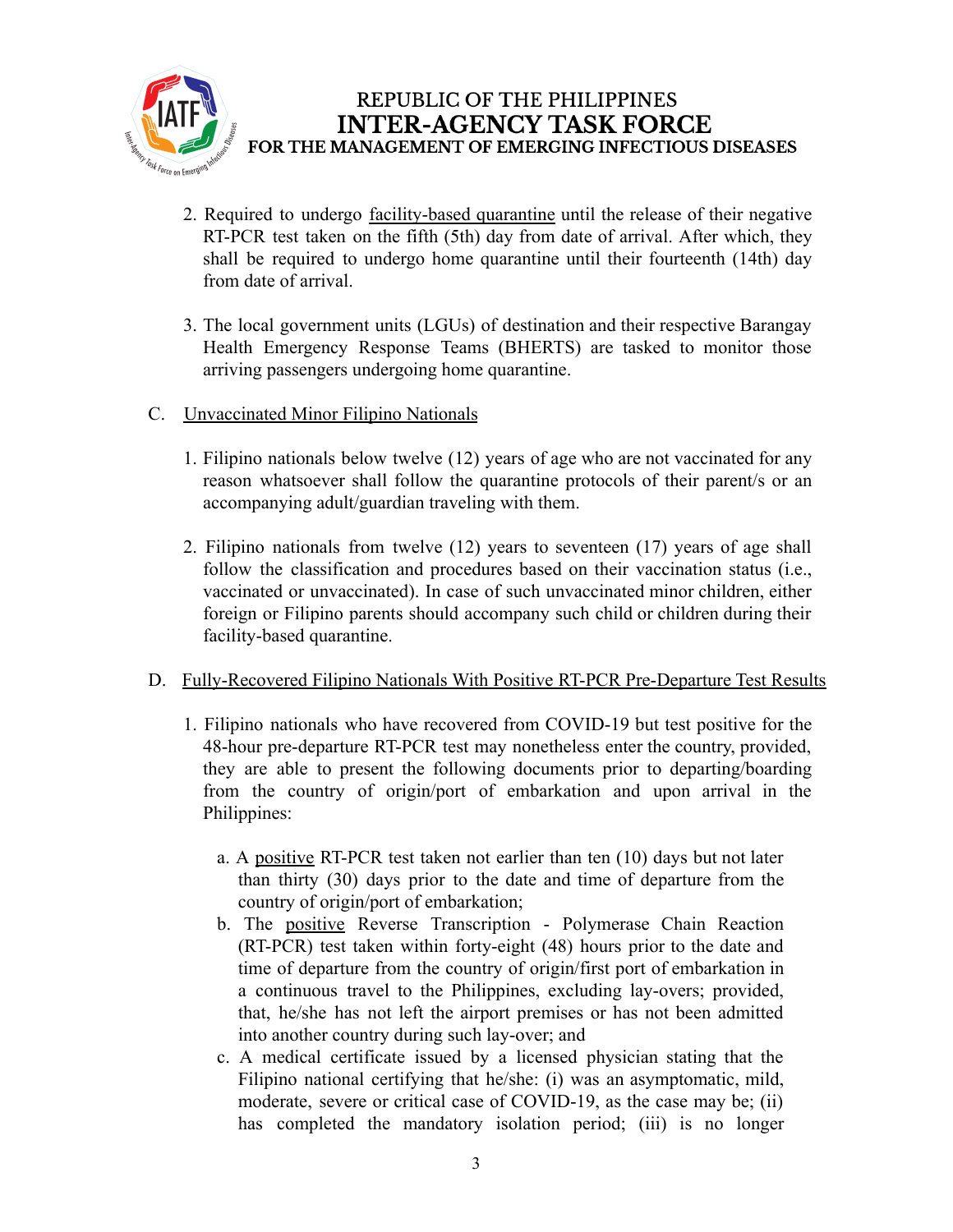2. Required to undergo <u>facility-based quarantine</u> until the release of their negative RT-PCR test taken on the fifth (5th) day from date of arrival. After which, they shall be required to undergo home quarantine until their fourteenth (14th) day from date of arrival.

3. The local government units (LGUs) of destination and their respective Barangay Health Emergency Response Teams (BHERTS) are tasked to monitor those arriving passengers undergoing home quarantine.

C. <u>Unvaccinated Minor Filipino Nationals</u>

1. Filipino nationals below twelve (12) years of age who are not vaccinated for any reason whatsoever shall follow the quarantine protocols of their parent/s or an accompanying adult/guardian traveling with them.

2. Filipino nationals from twelve (12) years to seventeen (17) years of age shall follow the classification and procedures based on their vaccination status (i.e., vaccinated or unvaccinated). In case of such unvaccinated minor children, either foreign or Filipino parents should accompany such child or children during their facility-based quarantine.

D. <u>Fully-Recovered Filipino Nationals With Positive RT-PCR Pre-Departure Test Results</u>

1. Filipino nationals who have recovered from COVID-19 but test positive for the 48-hour pre-departure RT-PCR test may nonetheless enter the country, provided, they are able to present the following documents prior to departing/boarding from the country of origin/port of embarkation and upon arrival in the Philippines:

   a. A <u>positive</u> RT-PCR test taken not earlier than ten (10) days but not later than thirty (30) days prior to the date and time of departure from the country of origin/port of embarkation;
   b. The <u>positive</u> Reverse Transcription - Polymerase Chain Reaction (RT-PCR) test taken within forty-eight (48) hours prior to the date and time of departure from the country of origin/first port of embarkation in a continuous travel to the Philippines, excluding lay-overs; provided, that, he/she has not left the airport premises or has not been admitted into another country during such lay-over; and
   c. A medical certificate issued by a licensed physician stating that the Filipino national certifying that he/she: (i) was an asymptomatic, mild, moderate, severe or critical case of COVID-19, as the case may be; (ii) has completed the mandatory isolation period; (iii) is no longer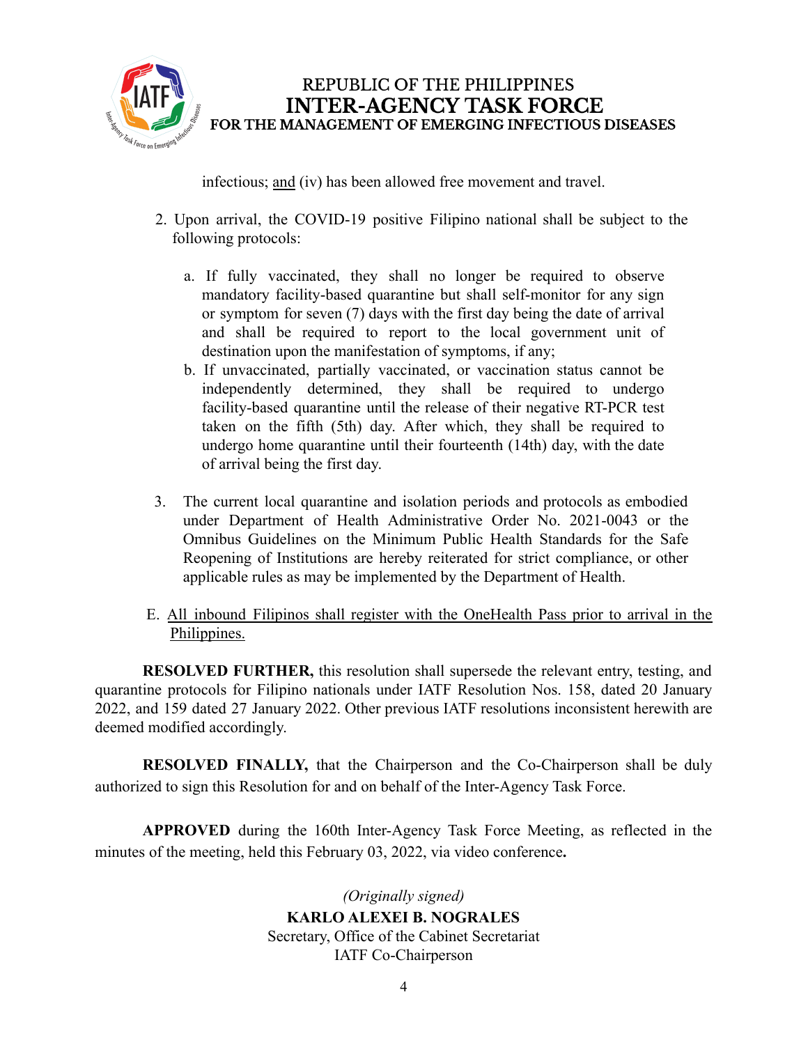infectious; <u>and</u> (iv) has been allowed free movement and travel.

2. Upon arrival, the COVID-19 positive Filipino national shall be subject to the following protocols:

   a. If fully vaccinated, they shall no longer be required to observe mandatory facility-based quarantine but shall self-monitor for any sign or symptom for seven (7) days with the first day being the date of arrival and shall be required to report to the local government unit of destination upon the manifestation of symptoms, if any;
   b. If unvaccinated, partially vaccinated, or vaccination status cannot be independently determined, they shall be required to undergo facility-based quarantine until the release of their negative RT-PCR test taken on the fifth (5th) day. After which, they shall be required to undergo home quarantine until their fourteenth (14th) day, with the date of arrival being the first day.

3. The current local quarantine and isolation periods and protocols as embodied under Department of Health Administrative Order No. 2021-0043 or the Omnibus Guidelines on the Minimum Public Health Standards for the Safe Reopening of Institutions are hereby reiterated for strict compliance, or other applicable rules as may be implemented by the Department of Health.

E. <u>All inbound Filipinos shall register with the OneHealth Pass prior to arrival in the Philippines.</u>

**RESOLVED FURTHER,** this resolution shall supersede the relevant entry, testing, and quarantine protocols for Filipino nationals under IATF Resolution Nos. 158, dated 20 January 2022, and 159 dated 27 January 2022. Other previous IATF resolutions inconsistent herewith are deemed modified accordingly.

**RESOLVED FINALLY,** that the Chairperson and the Co-Chairperson shall be duly authorized to sign this Resolution for and on behalf of the Inter-Agency Task Force.

**APPROVED** during the 160th Inter-Agency Task Force Meeting, as reflected in the minutes of the meeting, held this February 03, 2022, via video conference**.**

*(Originally signed)*
**KARLO ALEXEI B. NOGRALES**
Secretary, Office of the Cabinet Secretariat
IATF Co-Chairperson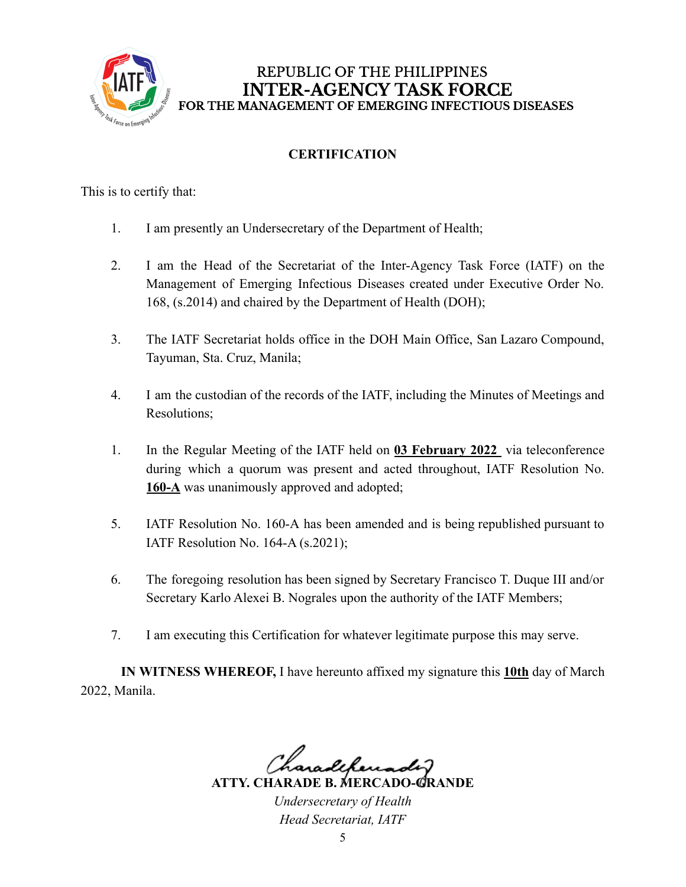REPUBLIC OF THE PHILIPPINES

**INTER-AGENCY TASK FORCE**

**FOR THE MANAGEMENT OF EMERGING INFECTIOUS DISEASES**

## CERTIFICATION

This is to certify that:

1. I am presently an Undersecretary of the Department of Health;

2. I am the Head of the Secretariat of the Inter-Agency Task Force (IATF) on the Management of Emerging Infectious Diseases created under Executive Order No. 168, (s.2014) and chaired by the Department of Health (DOH);

3. The IATF Secretariat holds office in the DOH Main Office, San Lazaro Compound, Tayuman, Sta. Cruz, Manila;

4. I am the custodian of the records of the IATF, including the Minutes of Meetings and Resolutions;

1. In the Regular Meeting of the IATF held on **03 February 2022** via teleconference during which a quorum was present and acted throughout, IATF Resolution No. **160-A** was unanimously approved and adopted;

5. IATF Resolution No. 160-A has been amended and is being republished pursuant to IATF Resolution No. 164-A (s.2021);

6. The foregoing resolution has been signed by Secretary Francisco T. Duque III and/or Secretary Karlo Alexei B. Nograles upon the authority of the IATF Members;

7. I am executing this Certification for whatever legitimate purpose this may serve.

**IN WITNESS WHEREOF,** I have hereunto affixed my signature this **10th** day of March 2022, Manila.

**ATTY. CHARADE B. MERCADO-GRANDE**

*Undersecretary of Health*

*Head Secretariat, IATF*